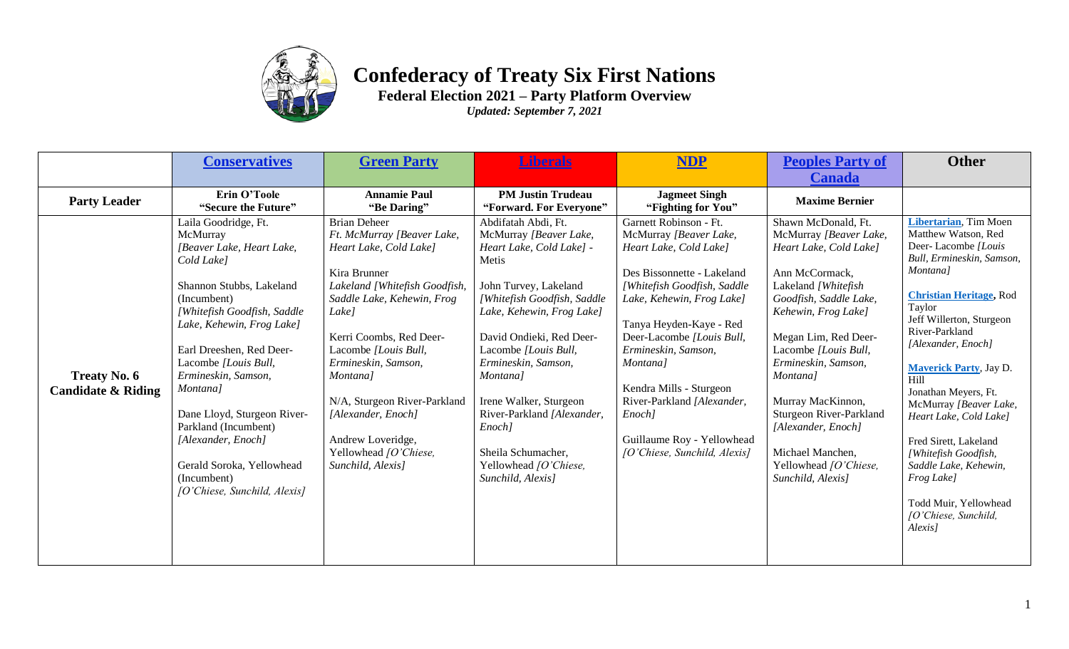# Confederacy of Treaty Six First Nations

## Federal Election 2021 – Party Platform Overview

*Updated: September 7, 2021*

| | Conservatives | Green Party | Liberals | NDP | Peoples Party of Canada | Other |
|---|---|---|---|---|---|---|
| **Party Leader** | **Erin O'Toole "Secure the Future"** | **Annamie Paul "Be Daring"** | **PM Justin Trudeau "Forward. For Everyone"** | **Jagmeet Singh "Fighting for You"** | **Maxime Bernier** | |
| **Treaty No. 6 Candidate & Riding** | Laila Goodridge, Ft. McMurray *[Beaver Lake, Heart Lake, Cold Lake]*<br><br>Shannon Stubbs, Lakeland (Incumbent) *[Whitefish Goodfish, Saddle Lake, Kehewin, Frog Lake]*<br><br>Earl Dreeshen, Red Deer-Lacombe *[Louis Bull, Ermineskin, Samson, Montana]*<br><br>Dane Lloyd, Sturgeon River-Parkland (Incumbent) *[Alexander, Enoch]*<br><br>Gerald Soroka, Yellowhead (Incumbent) *[O'Chiese, Sunchild, Alexis]* | Brian Deheer *Ft. McMurray [Beaver Lake, Heart Lake, Cold Lake]*<br><br>Kira Brunner *Lakeland [Whitefish Goodfish, Saddle Lake, Kehewin, Frog Lake]*<br><br>Kerri Coombs, Red Deer-Lacombe *[Louis Bull, Ermineskin, Samson, Montana]*<br><br>N/A, Sturgeon River-Parkland *[Alexander, Enoch]*<br><br>Andrew Loveridge, Yellowhead *[O'Chiese, Sunchild, Alexis]* | Abdifatah Abdi, Ft. McMurray *[Beaver Lake, Heart Lake, Cold Lake]* - Metis<br><br>John Turvey, Lakeland *[Whitefish Goodfish, Saddle Lake, Kehewin, Frog Lake]*<br><br>David Ondieki, Red Deer-Lacombe *[Louis Bull, Ermineskin, Samson, Montana]*<br><br>Irene Walker, Sturgeon River-Parkland *[Alexander, Enoch]*<br><br>Sheila Schumacher, Yellowhead *[O'Chiese, Sunchild, Alexis]* | Garnett Robinson - Ft. McMurray *[Beaver Lake, Heart Lake, Cold Lake]*<br><br>Des Bissonnette - Lakeland *[Whitefish Goodfish, Saddle Lake, Kehewin, Frog Lake]*<br><br>Tanya Heyden-Kaye - Red Deer-Lacombe *[Louis Bull, Ermineskin, Samson, Montana]*<br><br>Kendra Mills - Sturgeon River-Parkland *[Alexander, Enoch]*<br><br>Guillaume Roy - Yellowhead *[O'Chiese, Sunchild, Alexis]* | Shawn McDonald, Ft. McMurray *[Beaver Lake, Heart Lake, Cold Lake]*<br><br>Ann McCormack, Lakeland *[Whitefish Goodfish, Saddle Lake, Kehewin, Frog Lake]*<br><br>Megan Lim, Red Deer-Lacombe *[Louis Bull, Ermineskin, Samson, Montana]*<br><br>Murray MacKinnon, Sturgeon River-Parkland *[Alexander, Enoch]*<br><br>Michael Manchen, Yellowhead *[O'Chiese, Sunchild, Alexis]* | Libertarian, Tim Moen<br>Matthew Watson, Red Deer- Lacombe *[Louis Bull, Ermineskin, Samson, Montana]*<br><br>Christian Heritage, Rod Taylor<br>Jeff Willerton, Sturgeon River-Parkland *[Alexander, Enoch]*<br><br>Maverick Party, Jay D. Hill<br>Jonathan Meyers, Ft. McMurray *[Beaver Lake, Heart Lake, Cold Lake]*<br><br>Fred Sirett, Lakeland *[Whitefish Goodfish, Saddle Lake, Kehewin, Frog Lake]*<br><br>Todd Muir, Yellowhead *[O'Chiese, Sunchild, Alexis]* |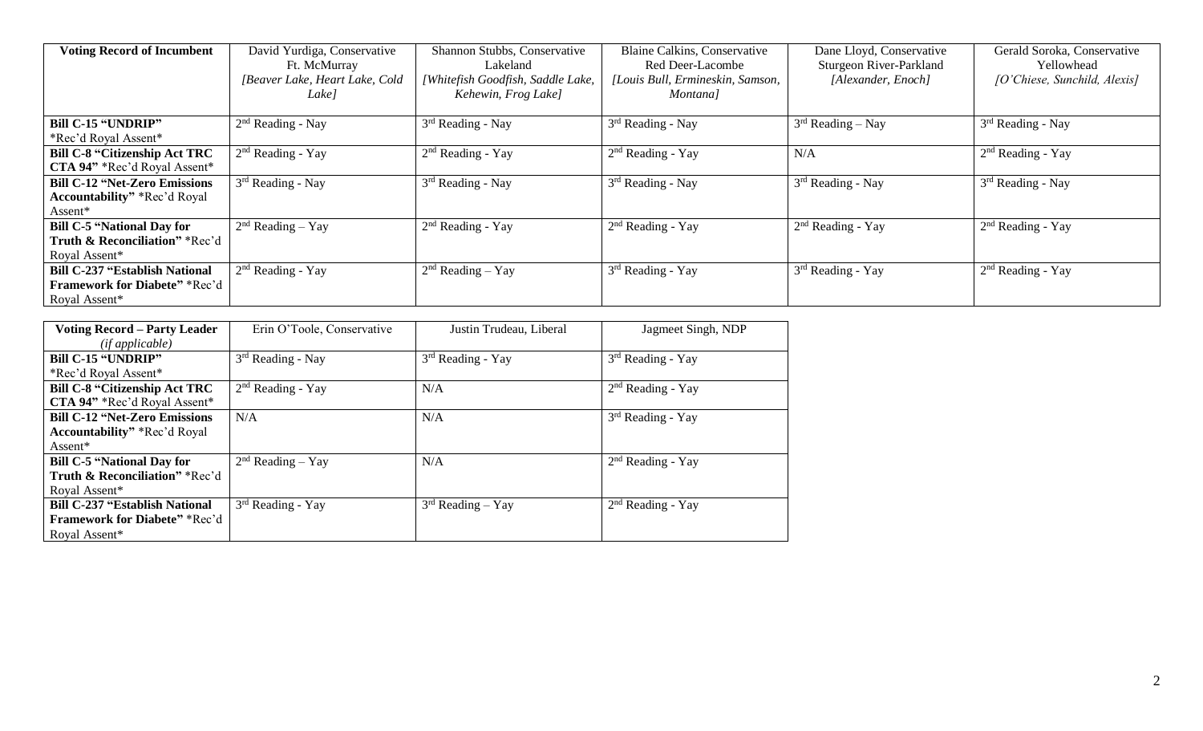| **Voting Record of Incumbent** | David Yurdiga, Conservative<br>Ft. McMurray<br>*[Beaver Lake, Heart Lake, Cold Lake]* | Shannon Stubbs, Conservative<br>Lakeland<br>*[Whitefish Goodfish, Saddle Lake, Kehewin, Frog Lake]* | Blaine Calkins, Conservative<br>Red Deer-Lacombe<br>*[Louis Bull, Ermineskin, Samson, Montana]* | Dane Lloyd, Conservative<br>Sturgeon River-Parkland<br>*[Alexander, Enoch]* | Gerald Soroka, Conservative<br>Yellowhead<br>*[O'Chiese, Sunchild, Alexis]* |
|---|---|---|---|---|---|
| **Bill C-15 "UNDRIP"** *Rec'd Royal Assent* | 2nd Reading - Nay | 3rd Reading - Nay | 3rd Reading - Nay | 3rd Reading – Nay | 3rd Reading - Nay |
| **Bill C-8 "Citizenship Act TRC CTA 94"** *Rec'd Royal Assent* | 2nd Reading - Yay | 2nd Reading - Yay | 2nd Reading - Yay | N/A | 2nd Reading - Yay |
| **Bill C-12 "Net-Zero Emissions Accountability"** *Rec'd Royal Assent* | 3rd Reading - Nay | 3rd Reading - Nay | 3rd Reading - Nay | 3rd Reading - Nay | 3rd Reading - Nay |
| **Bill C-5 "National Day for Truth & Reconciliation"** *Rec'd Royal Assent* | 2nd Reading – Yay | 2nd Reading - Yay | 2nd Reading - Yay | 2nd Reading - Yay | 2nd Reading - Yay |
| **Bill C-237 "Establish National Framework for Diabete"** *Rec'd Royal Assent* | 2nd Reading - Yay | 2nd Reading – Yay | 3rd Reading - Yay | 3rd Reading - Yay | 2nd Reading - Yay |

| **Voting Record – Party Leader** *(if applicable)* | Erin O'Toole, Conservative | Justin Trudeau, Liberal | Jagmeet Singh, NDP |
|---|---|---|---|
| **Bill C-15 "UNDRIP"** *Rec'd Royal Assent* | 3rd Reading - Nay | 3rd Reading - Yay | 3rd Reading - Yay |
| **Bill C-8 "Citizenship Act TRC CTA 94"** *Rec'd Royal Assent* | 2nd Reading - Yay | N/A | 2nd Reading - Yay |
| **Bill C-12 "Net-Zero Emissions Accountability"** *Rec'd Royal Assent* | N/A | N/A | 3rd Reading - Yay |
| **Bill C-5 "National Day for Truth & Reconciliation"** *Rec'd Royal Assent* | 2nd Reading – Yay | N/A | 2nd Reading - Yay |
| **Bill C-237 "Establish National Framework for Diabete"** *Rec'd Royal Assent* | 3rd Reading - Yay | 3rd Reading – Yay | 2nd Reading - Yay |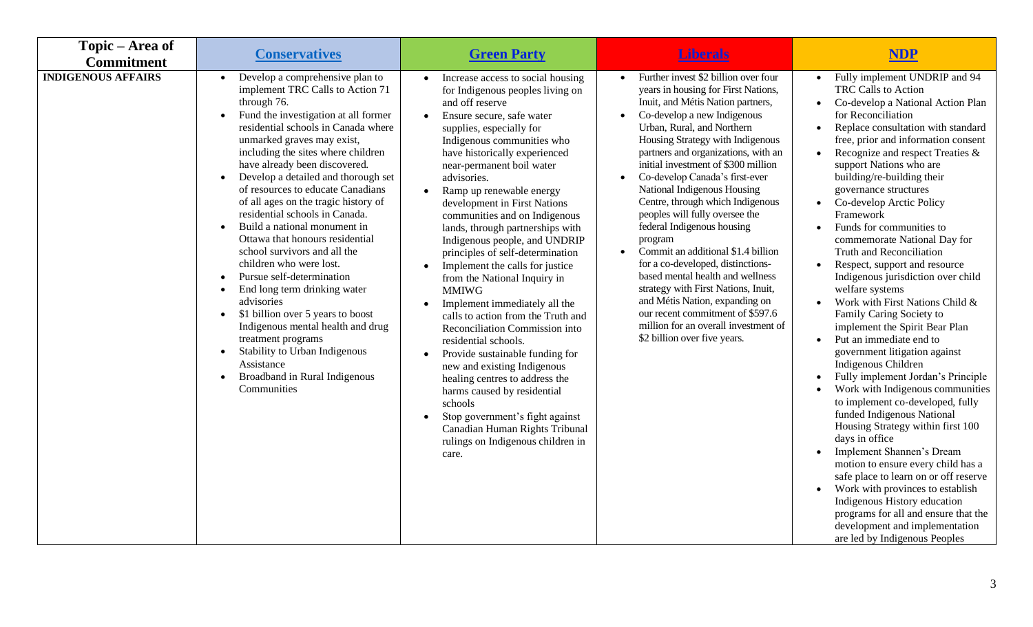| Topic – Area of Commitment | Conservatives | Green Party | Liberals | NDP |
|---|---|---|---|---|
| **INDIGENOUS AFFAIRS** | • Develop a comprehensive plan to implement TRC Calls to Action 71 through 76.<br>• Fund the investigation at all former residential schools in Canada where unmarked graves may exist, including the sites where children have already been discovered.<br>• Develop a detailed and thorough set of resources to educate Canadians of all ages on the tragic history of residential schools in Canada.<br>• Build a national monument in Ottawa that honours residential school survivors and all the children who were lost.<br>• Pursue self-determination<br>• End long term drinking water advisories<br>• $1 billion over 5 years to boost Indigenous mental health and drug treatment programs<br>• Stability to Urban Indigenous Assistance<br>• Broadband in Rural Indigenous Communities | • Increase access to social housing for Indigenous peoples living on and off reserve<br>• Ensure secure, safe water supplies, especially for Indigenous communities who have historically experienced near-permanent boil water advisories.<br>• Ramp up renewable energy development in First Nations communities and on Indigenous lands, through partnerships with Indigenous people, and UNDRIP principles of self-determination<br>• Implement the calls for justice from the National Inquiry in MMIWG<br>• Implement immediately all the calls to action from the Truth and Reconciliation Commission into residential schools.<br>• Provide sustainable funding for new and existing Indigenous healing centres to address the harms caused by residential schools<br>• Stop government's fight against Canadian Human Rights Tribunal rulings on Indigenous children in care. | • Further invest $2 billion over four years in housing for First Nations, Inuit, and Métis Nation partners,<br>• Co-develop a new Indigenous Urban, Rural, and Northern Housing Strategy with Indigenous partners and organizations, with an initial investment of $300 million<br>• Co-develop Canada's first-ever National Indigenous Housing Centre, through which Indigenous peoples will fully oversee the federal Indigenous housing program<br>• Commit an additional $1.4 billion for a co-developed, distinctions-based mental health and wellness strategy with First Nations, Inuit, and Métis Nation, expanding on our recent commitment of $597.6 million for an overall investment of $2 billion over five years. | • Fully implement UNDRIP and 94 TRC Calls to Action<br>• Co-develop a National Action Plan for Reconciliation<br>• Replace consultation with standard free, prior and information consent<br>• Recognize and respect Treaties & support Nations who are building/re-building their governance structures<br>• Co-develop Arctic Policy Framework<br>• Funds for communities to commemorate National Day for Truth and Reconciliation<br>• Respect, support and resource Indigenous jurisdiction over child welfare systems<br>• Work with First Nations Child & Family Caring Society to implement the Spirit Bear Plan<br>• Put an immediate end to government litigation against Indigenous Children<br>• Fully implement Jordan's Principle<br>• Work with Indigenous communities to implement co-developed, fully funded Indigenous National Housing Strategy within first 100 days in office<br>• Implement Shannen's Dream motion to ensure every child has a safe place to learn on or off reserve<br>• Work with provinces to establish Indigenous History education programs for all and ensure that the development and implementation are led by Indigenous Peoples |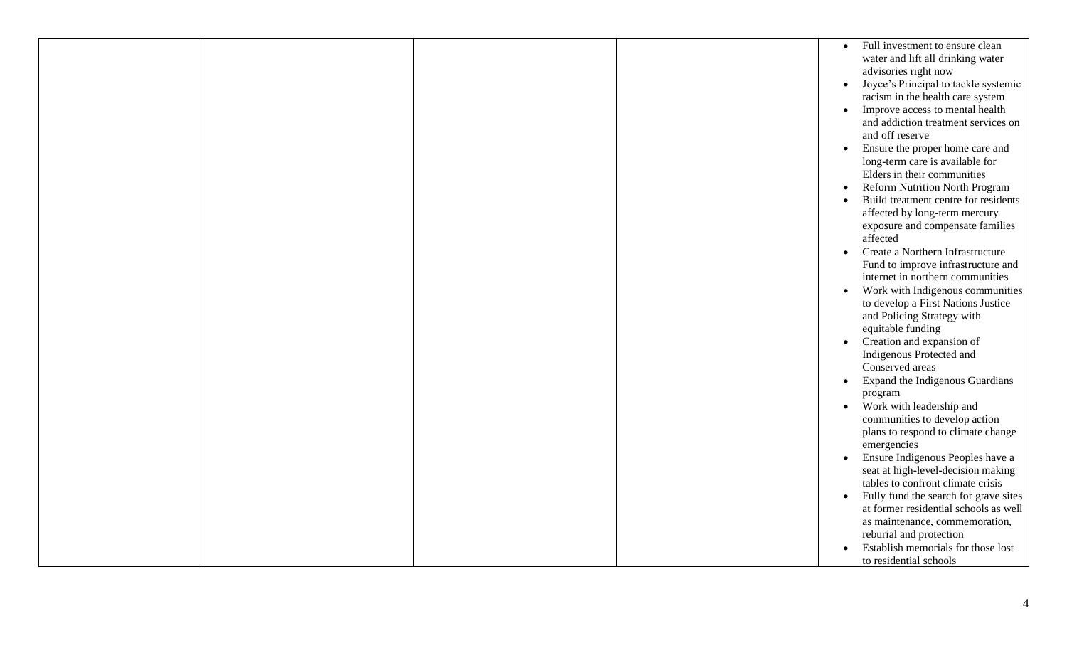| | | | | |
|---|---|---|---|---|
| | | | | • Full investment to ensure clean water and lift all drinking water advisories right now<br>• Joyce's Principal to tackle systemic racism in the health care system<br>• Improve access to mental health and addiction treatment services on and off reserve<br>• Ensure the proper home care and long-term care is available for Elders in their communities<br>• Reform Nutrition North Program<br>• Build treatment centre for residents affected by long-term mercury exposure and compensate families affected<br>• Create a Northern Infrastructure Fund to improve infrastructure and internet in northern communities<br>• Work with Indigenous communities to develop a First Nations Justice and Policing Strategy with equitable funding<br>• Creation and expansion of Indigenous Protected and Conserved areas<br>• Expand the Indigenous Guardians program<br>• Work with leadership and communities to develop action plans to respond to climate change emergencies<br>• Ensure Indigenous Peoples have a seat at high-level-decision making tables to confront climate crisis<br>• Fully fund the search for grave sites at former residential schools as well as maintenance, commemoration, reburial and protection<br>• Establish memorials for those lost to residential schools |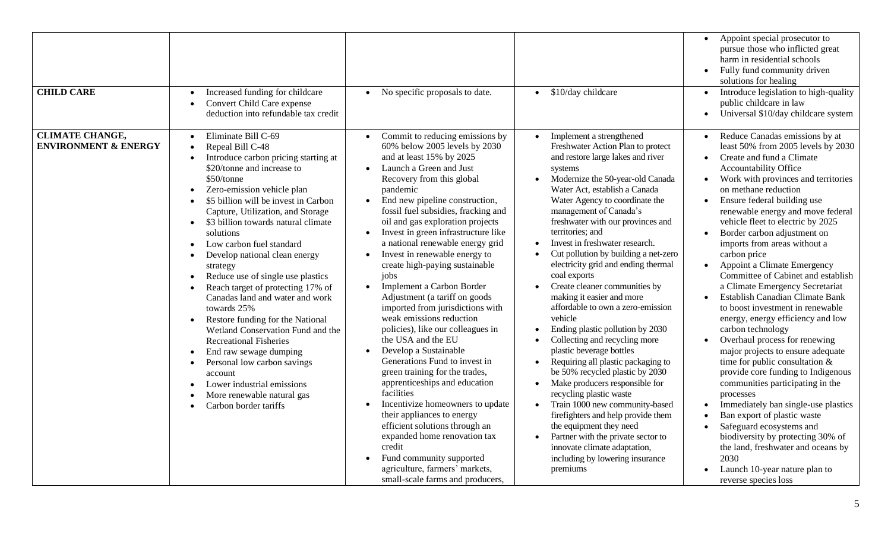|  |  |  |  |  |
|---|---|---|---|---|
|  |  |  |  | • Appoint special prosecutor to pursue those who inflicted great harm in residential schools<br>• Fully fund community driven solutions for healing |
| **CHILD CARE** | • Increased funding for childcare<br>• Convert Child Care expense deduction into refundable tax credit | • No specific proposals to date. | • $10/day childcare | • Introduce legislation to high-quality public childcare in law<br>• Universal $10/day childcare system |
| **CLIMATE CHANGE, ENVIRONMENT & ENERGY** | • Eliminate Bill C-69<br>• Repeal Bill C-48<br>• Introduce carbon pricing starting at $20/tonne and increase to $50/tonne<br>• Zero-emission vehicle plan<br>• $5 billion will be invest in Carbon Capture, Utilization, and Storage<br>• $3 billion towards natural climate solutions<br>• Low carbon fuel standard<br>• Develop national clean energy strategy<br>• Reduce use of single use plastics<br>• Reach target of protecting 17% of Canadas land and water and work towards 25%<br>• Restore funding for the National Wetland Conservation Fund and the Recreational Fisheries<br>• End raw sewage dumping<br>• Personal low carbon savings account<br>• Lower industrial emissions<br>• More renewable natural gas<br>• Carbon border tariffs | • Commit to reducing emissions by 60% below 2005 levels by 2030 and at least 15% by 2025<br>• Launch a Green and Just Recovery from this global pandemic<br>• End new pipeline construction, fossil fuel subsidies, fracking and oil and gas exploration projects<br>• Invest in green infrastructure like a national renewable energy grid<br>• Invest in renewable energy to create high-paying sustainable jobs<br>• Implement a Carbon Border Adjustment (a tariff on goods imported from jurisdictions with weak emissions reduction policies), like our colleagues in the USA and the EU<br>• Develop a Sustainable Generations Fund to invest in green training for the trades, apprenticeships and education facilities<br>• Incentivize homeowners to update their appliances to energy efficient solutions through an expanded home renovation tax credit<br>• Fund community supported agriculture, farmers' markets, small-scale farms and producers, | • Implement a strengthened Freshwater Action Plan to protect and restore large lakes and river systems<br>• Modernize the 50-year-old Canada Water Act, establish a Canada Water Agency to coordinate the management of Canada's freshwater with our provinces and territories; and<br>• Invest in freshwater research.<br>• Cut pollution by building a net-zero electricity grid and ending thermal coal exports<br>• Create cleaner communities by making it easier and more affordable to own a zero-emission vehicle<br>• Ending plastic pollution by 2030<br>• Collecting and recycling more plastic beverage bottles<br>• Requiring all plastic packaging to be 50% recycled plastic by 2030<br>• Make producers responsible for recycling plastic waste<br>• Train 1000 new community-based firefighters and help provide them the equipment they need<br>• Partner with the private sector to innovate climate adaptation, including by lowering insurance premiums | • Reduce Canadas emissions by at least 50% from 2005 levels by 2030<br>• Create and fund a Climate Accountability Office<br>• Work with provinces and territories on methane reduction<br>• Ensure federal building use renewable energy and move federal vehicle fleet to electric by 2025<br>• Border carbon adjustment on imports from areas without a carbon price<br>• Appoint a Climate Emergency Committee of Cabinet and establish a Climate Emergency Secretariat<br>• Establish Canadian Climate Bank to boost investment in renewable energy, energy efficiency and low carbon technology<br>• Overhaul process for renewing major projects to ensure adequate time for public consultation & provide core funding to Indigenous communities participating in the processes<br>• Immediately ban single-use plastics<br>• Ban export of plastic waste<br>• Safeguard ecosystems and biodiversity by protecting 30% of the land, freshwater and oceans by 2030<br>• Launch 10-year nature plan to reverse species loss |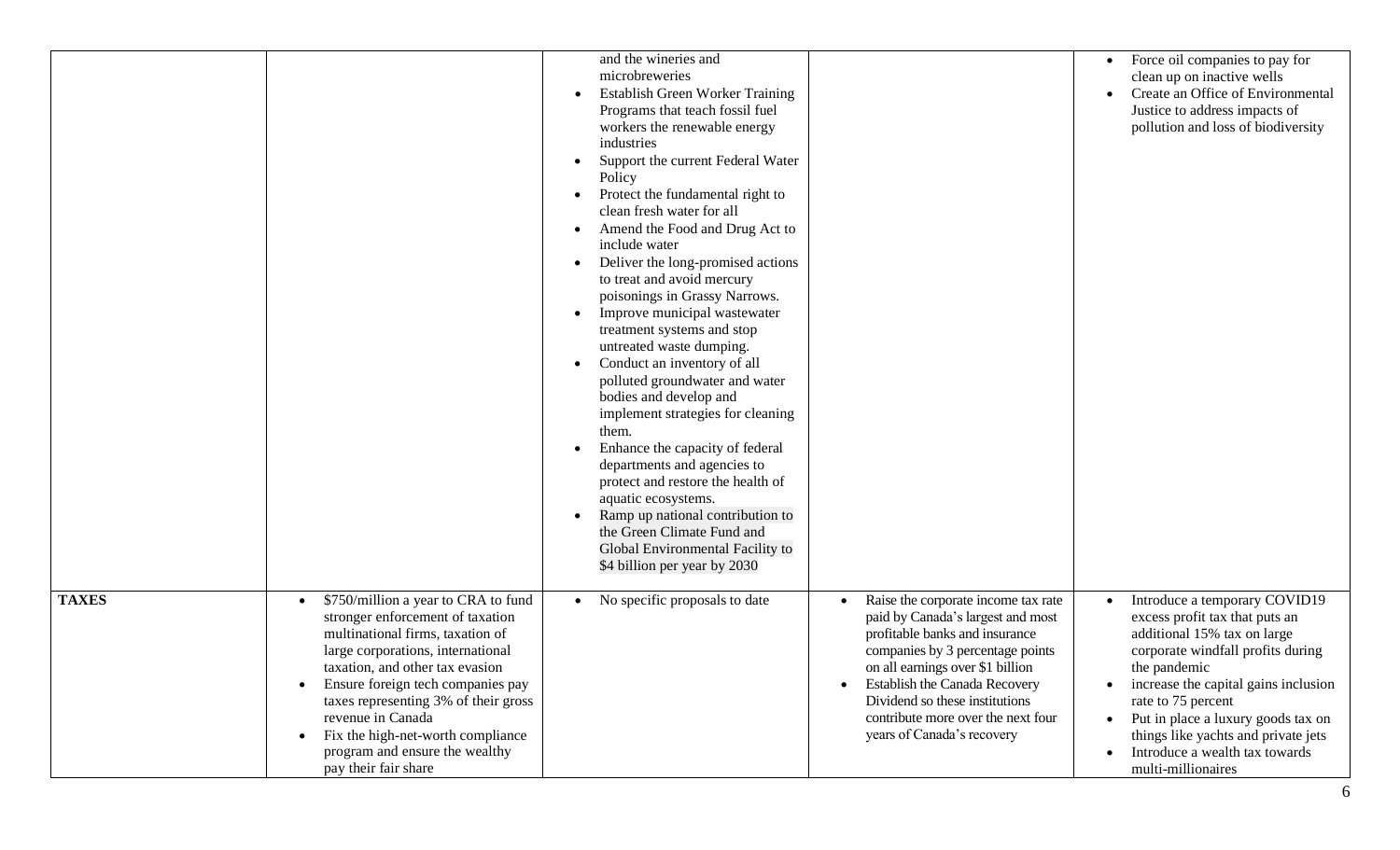| | | | | |
|---|---|---|---|---|
| | | and the wineries and microbreweries<br>• Establish Green Worker Training Programs that teach fossil fuel workers the renewable energy industries<br>• Support the current Federal Water Policy<br>• Protect the fundamental right to clean fresh water for all<br>• Amend the Food and Drug Act to include water<br>• Deliver the long-promised actions to treat and avoid mercury poisonings in Grassy Narrows.<br>• Improve municipal wastewater treatment systems and stop untreated waste dumping.<br>• Conduct an inventory of all polluted groundwater and water bodies and develop and implement strategies for cleaning them.<br>• Enhance the capacity of federal departments and agencies to protect and restore the health of aquatic ecosystems.<br>• Ramp up national contribution to the Green Climate Fund and Global Environmental Facility to $4 billion per year by 2030 | | • Force oil companies to pay for clean up on inactive wells<br>• Create an Office of Environmental Justice to address impacts of pollution and loss of biodiversity |
| **TAXES** | • $750/million a year to CRA to fund stronger enforcement of taxation multinational firms, taxation of large corporations, international taxation, and other tax evasion<br>• Ensure foreign tech companies pay taxes representing 3% of their gross revenue in Canada<br>• Fix the high-net-worth compliance program and ensure the wealthy pay their fair share | • No specific proposals to date | • Raise the corporate income tax rate paid by Canada's largest and most profitable banks and insurance companies by 3 percentage points on all earnings over $1 billion<br>• Establish the Canada Recovery Dividend so these institutions contribute more over the next four years of Canada's recovery | • Introduce a temporary COVID19 excess profit tax that puts an additional 15% tax on large corporate windfall profits during the pandemic<br>• increase the capital gains inclusion rate to 75 percent<br>• Put in place a luxury goods tax on things like yachts and private jets<br>• Introduce a wealth tax towards multi-millionaires |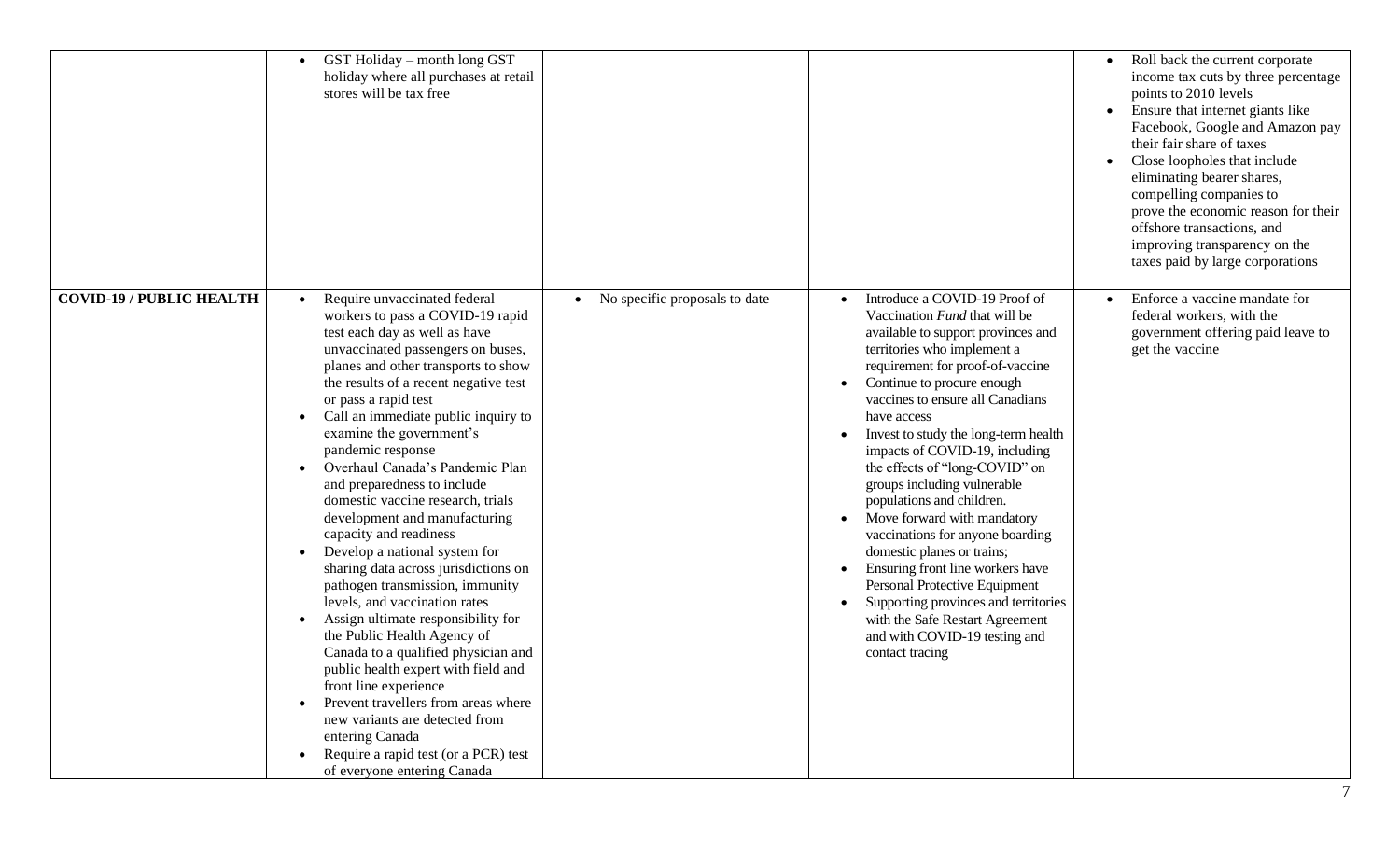| | | | | |
|---|---|---|---|---|
| | • GST Holiday – month long GST holiday where all purchases at retail stores will be tax free | | | • Roll back the current corporate income tax cuts by three percentage points to 2010 levels<br>• Ensure that internet giants like Facebook, Google and Amazon pay their fair share of taxes<br>• Close loopholes that include eliminating bearer shares, compelling companies to prove the economic reason for their offshore transactions, and improving transparency on the taxes paid by large corporations |
| **COVID-19 / PUBLIC HEALTH** | • Require unvaccinated federal workers to pass a COVID-19 rapid test each day as well as have unvaccinated passengers on buses, planes and other transports to show the results of a recent negative test or pass a rapid test<br>• Call an immediate public inquiry to examine the government's pandemic response<br>• Overhaul Canada's Pandemic Plan and preparedness to include domestic vaccine research, trials development and manufacturing capacity and readiness<br>• Develop a national system for sharing data across jurisdictions on pathogen transmission, immunity levels, and vaccination rates<br>• Assign ultimate responsibility for the Public Health Agency of Canada to a qualified physician and public health expert with field and front line experience<br>• Prevent travellers from areas where new variants are detected from entering Canada<br>• Require a rapid test (or a PCR) test of everyone entering Canada | • No specific proposals to date | • Introduce a COVID-19 Proof of Vaccination *Fund* that will be available to support provinces and territories who implement a requirement for proof-of-vaccine<br>• Continue to procure enough vaccines to ensure all Canadians have access<br>• Invest to study the long-term health impacts of COVID-19, including the effects of "long-COVID" on groups including vulnerable populations and children.<br>• Move forward with mandatory vaccinations for anyone boarding domestic planes or trains;<br>• Ensuring front line workers have Personal Protective Equipment<br>• Supporting provinces and territories with the Safe Restart Agreement and with COVID-19 testing and contact tracing | • Enforce a vaccine mandate for federal workers, with the government offering paid leave to get the vaccine |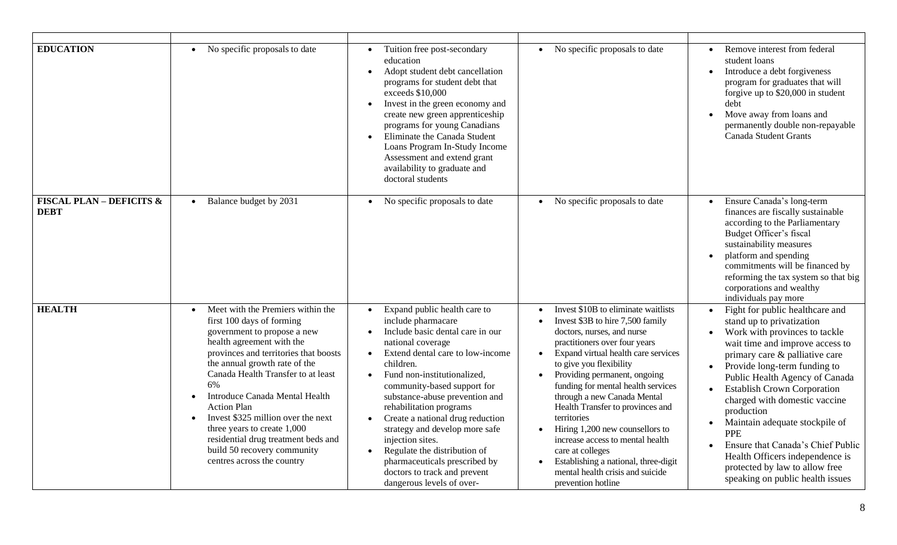| | | | | |
|---|---|---|---|---|
| **EDUCATION** | • No specific proposals to date | • Tuition free post-secondary education<br>• Adopt student debt cancellation programs for student debt that exceeds $10,000<br>• Invest in the green economy and create new green apprenticeship programs for young Canadians<br>• Eliminate the Canada Student Loans Program In-Study Income Assessment and extend grant availability to graduate and doctoral students | • No specific proposals to date | • Remove interest from federal student loans<br>• Introduce a debt forgiveness program for graduates that will forgive up to $20,000 in student debt<br>• Move away from loans and permanently double non-repayable Canada Student Grants |
| **FISCAL PLAN – DEFICITS & DEBT** | • Balance budget by 2031 | • No specific proposals to date | • No specific proposals to date | • Ensure Canada's long-term finances are fiscally sustainable according to the Parliamentary Budget Officer's fiscal sustainability measures<br>• platform and spending commitments will be financed by reforming the tax system so that big corporations and wealthy individuals pay more |
| **HEALTH** | • Meet with the Premiers within the first 100 days of forming government to propose a new health agreement with the provinces and territories that boosts the annual growth rate of the Canada Health Transfer to at least 6%<br>• Introduce Canada Mental Health Action Plan<br>• Invest $325 million over the next three years to create 1,000 residential drug treatment beds and build 50 recovery community centres across the country | • Expand public health care to include pharmacare<br>• Include basic dental care in our national coverage<br>• Extend dental care to low-income children.<br>• Fund non-institutionalized, community-based support for substance-abuse prevention and rehabilitation programs<br>• Create a national drug reduction strategy and develop more safe injection sites.<br>• Regulate the distribution of pharmaceuticals prescribed by doctors to track and prevent dangerous levels of over- | • Invest $10B to eliminate waitlists<br>• Invest $3B to hire 7,500 family doctors, nurses, and nurse practitioners over four years<br>• Expand virtual health care services to give you flexibility<br>• Providing permanent, ongoing funding for mental health services through a new Canada Mental Health Transfer to provinces and territories<br>• Hiring 1,200 new counsellors to increase access to mental health care at colleges<br>• Establishing a national, three-digit mental health crisis and suicide prevention hotline | • Fight for public healthcare and stand up to privatization<br>• Work with provinces to tackle wait time and improve access to primary care & palliative care<br>• Provide long-term funding to Public Health Agency of Canada<br>• Establish Crown Corporation charged with domestic vaccine production<br>• Maintain adequate stockpile of PPE<br>• Ensure that Canada's Chief Public Health Officers independence is protected by law to allow free speaking on public health issues |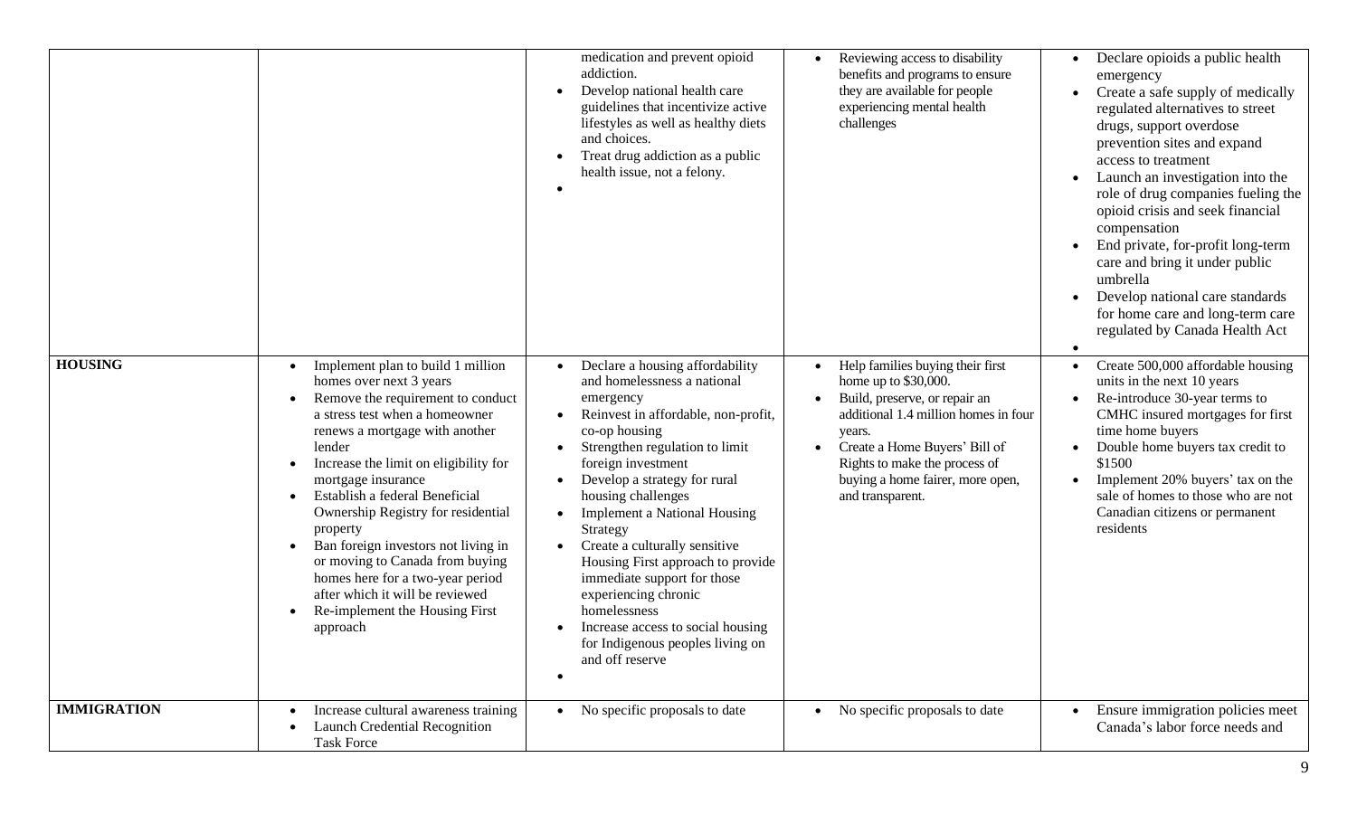| | | | | |
|---|---|---|---|---|
| | | • medication and prevent opioid addiction.<br>• Develop national health care guidelines that incentivize active lifestyles as well as healthy diets and choices.<br>• Treat drug addiction as a public health issue, not a felony.<br>• | • Reviewing access to disability benefits and programs to ensure they are available for people experiencing mental health challenges | • Declare opioids a public health emergency<br>• Create a safe supply of medically regulated alternatives to street drugs, support overdose prevention sites and expand access to treatment<br>• Launch an investigation into the role of drug companies fueling the opioid crisis and seek financial compensation<br>• End private, for-profit long-term care and bring it under public umbrella<br>• Develop national care standards for home care and long-term care regulated by Canada Health Act<br>• |
| **HOUSING** | • Implement plan to build 1 million homes over next 3 years<br>• Remove the requirement to conduct a stress test when a homeowner renews a mortgage with another lender<br>• Increase the limit on eligibility for mortgage insurance<br>• Establish a federal Beneficial Ownership Registry for residential property<br>• Ban foreign investors not living in or moving to Canada from buying homes here for a two-year period after which it will be reviewed<br>• Re-implement the Housing First approach | • Declare a housing affordability and homelessness a national emergency<br>• Reinvest in affordable, non-profit, co-op housing<br>• Strengthen regulation to limit foreign investment<br>• Develop a strategy for rural housing challenges<br>• Implement a National Housing Strategy<br>• Create a culturally sensitive Housing First approach to provide immediate support for those experiencing chronic homelessness<br>• Increase access to social housing for Indigenous peoples living on and off reserve<br>• | • Help families buying their first home up to $30,000.<br>• Build, preserve, or repair an additional 1.4 million homes in four years.<br>• Create a Home Buyers' Bill of Rights to make the process of buying a home fairer, more open, and transparent. | • Create 500,000 affordable housing units in the next 10 years<br>• Re-introduce 30-year terms to CMHC insured mortgages for first time home buyers<br>• Double home buyers tax credit to $1500<br>• Implement 20% buyers' tax on the sale of homes to those who are not Canadian citizens or permanent residents |
| **IMMIGRATION** | • Increase cultural awareness training<br>• Launch Credential Recognition Task Force | • No specific proposals to date | • No specific proposals to date | • Ensure immigration policies meet Canada's labor force needs and |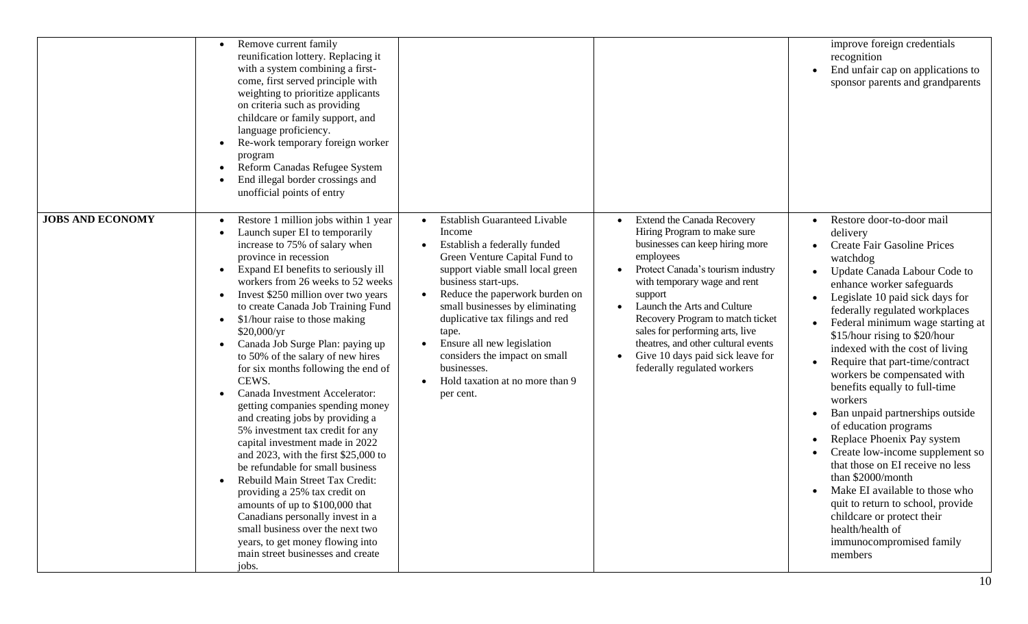| | | | | |
|---|---|---|---|---|
| | • Remove current family reunification lottery. Replacing it with a system combining a first-come, first served principle with weighting to prioritize applicants on criteria such as providing childcare or family support, and language proficiency.<br>• Re-work temporary foreign worker program<br>• Reform Canadas Refugee System<br>• End illegal border crossings and unofficial points of entry | | | improve foreign credentials recognition<br>• End unfair cap on applications to sponsor parents and grandparents |
| **JOBS AND ECONOMY** | • Restore 1 million jobs within 1 year<br>• Launch super EI to temporarily increase to 75% of salary when province in recession<br>• Expand EI benefits to seriously ill workers from 26 weeks to 52 weeks<br>• Invest $250 million over two years to create Canada Job Training Fund<br>• $1/hour raise to those making $20,000/yr<br>• Canada Job Surge Plan: paying up to 50% of the salary of new hires for six months following the end of CEWS.<br>• Canada Investment Accelerator: getting companies spending money and creating jobs by providing a 5% investment tax credit for any capital investment made in 2022 and 2023, with the first $25,000 to be refundable for small business<br>• Rebuild Main Street Tax Credit: providing a 25% tax credit on amounts of up to $100,000 that Canadians personally invest in a small business over the next two years, to get money flowing into main street businesses and create jobs. | • Establish Guaranteed Livable Income<br>• Establish a federally funded Green Venture Capital Fund to support viable small local green business start-ups.<br>• Reduce the paperwork burden on small businesses by eliminating duplicative tax filings and red tape.<br>• Ensure all new legislation considers the impact on small businesses.<br>• Hold taxation at no more than 9 per cent. | • Extend the Canada Recovery Hiring Program to make sure businesses can keep hiring more employees<br>• Protect Canada's tourism industry with temporary wage and rent support<br>• Launch the Arts and Culture Recovery Program to match ticket sales for performing arts, live theatres, and other cultural events<br>• Give 10 days paid sick leave for federally regulated workers | • Restore door-to-door mail delivery<br>• Create Fair Gasoline Prices watchdog<br>• Update Canada Labour Code to enhance worker safeguards<br>• Legislate 10 paid sick days for federally regulated workplaces<br>• Federal minimum wage starting at $15/hour rising to $20/hour indexed with the cost of living<br>• Require that part-time/contract workers be compensated with benefits equally to full-time workers<br>• Ban unpaid partnerships outside of education programs<br>• Replace Phoenix Pay system<br>• Create low-income supplement so that those on EI receive no less than $2000/month<br>• Make EI available to those who quit to return to school, provide childcare or protect their health/health of immunocompromised family members |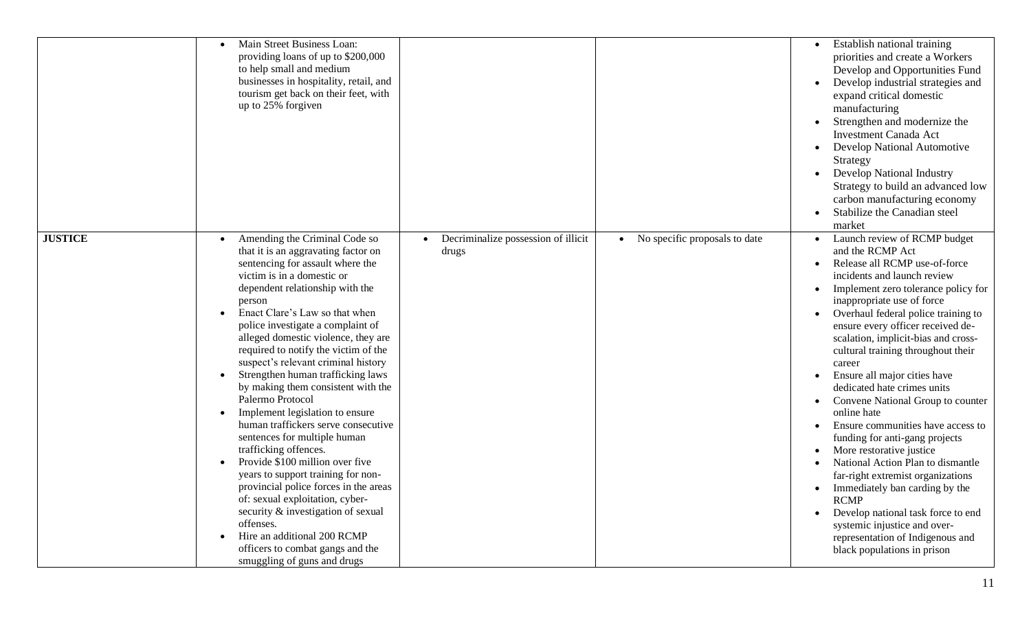| | | | | |
|---|---|---|---|---|
| | • Main Street Business Loan: providing loans of up to $200,000 to help small and medium businesses in hospitality, retail, and tourism get back on their feet, with up to 25% forgiven | | | • Establish national training priorities and create a Workers Develop and Opportunities Fund<br>• Develop industrial strategies and expand critical domestic manufacturing<br>• Strengthen and modernize the Investment Canada Act<br>• Develop National Automotive Strategy<br>• Develop National Industry Strategy to build an advanced low carbon manufacturing economy<br>• Stabilize the Canadian steel market |
| **JUSTICE** | • Amending the Criminal Code so that it is an aggravating factor on sentencing for assault where the victim is in a domestic or dependent relationship with the person<br>• Enact Clare's Law so that when police investigate a complaint of alleged domestic violence, they are required to notify the victim of the suspect's relevant criminal history<br>• Strengthen human trafficking laws by making them consistent with the Palermo Protocol<br>• Implement legislation to ensure human traffickers serve consecutive sentences for multiple human trafficking offences.<br>• Provide $100 million over five years to support training for non-provincial police forces in the areas of: sexual exploitation, cyber-security & investigation of sexual offenses.<br>• Hire an additional 200 RCMP officers to combat gangs and the smuggling of guns and drugs | • Decriminalize possession of illicit drugs | • No specific proposals to date | • Launch review of RCMP budget and the RCMP Act<br>• Release all RCMP use-of-force incidents and launch review<br>• Implement zero tolerance policy for inappropriate use of force<br>• Overhaul federal police training to ensure every officer received de-scalation, implicit-bias and cross-cultural training throughout their career<br>• Ensure all major cities have dedicated hate crimes units<br>• Convene National Group to counter online hate<br>• Ensure communities have access to funding for anti-gang projects<br>• More restorative justice<br>• National Action Plan to dismantle far-right extremist organizations<br>• Immediately ban carding by the RCMP<br>• Develop national task force to end systemic injustice and over-representation of Indigenous and black populations in prison |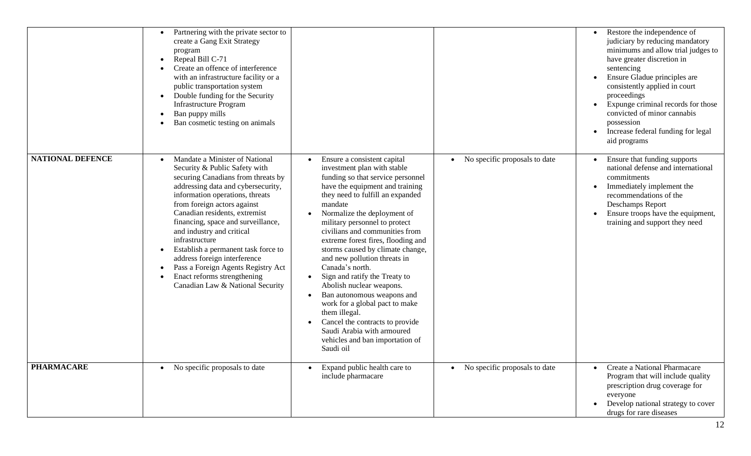| | | | | |
|---|---|---|---|---|
| | • Partnering with the private sector to create a Gang Exit Strategy program<br>• Repeal Bill C-71<br>• Create an offence of interference with an infrastructure facility or a public transportation system<br>• Double funding for the Security Infrastructure Program<br>• Ban puppy mills<br>• Ban cosmetic testing on animals | | | • Restore the independence of judiciary by reducing mandatory minimums and allow trial judges to have greater discretion in sentencing<br>• Ensure Gladue principles are consistently applied in court proceedings<br>• Expunge criminal records for those convicted of minor cannabis possession<br>• Increase federal funding for legal aid programs |
| **NATIONAL DEFENCE** | • Mandate a Minister of National Security & Public Safety with securing Canadians from threats by addressing data and cybersecurity, information operations, threats from foreign actors against Canadian residents, extremist financing, space and surveillance, and industry and critical infrastructure<br>• Establish a permanent task force to address foreign interference<br>• Pass a Foreign Agents Registry Act<br>• Enact reforms strengthening Canadian Law & National Security | • Ensure a consistent capital investment plan with stable funding so that service personnel have the equipment and training they need to fulfill an expanded mandate<br>• Normalize the deployment of military personnel to protect civilians and communities from extreme forest fires, flooding and storms caused by climate change, and new pollution threats in Canada's north.<br>• Sign and ratify the Treaty to Abolish nuclear weapons.<br>• Ban autonomous weapons and work for a global pact to make them illegal.<br>• Cancel the contracts to provide Saudi Arabia with armoured vehicles and ban importation of Saudi oil | • No specific proposals to date | • Ensure that funding supports national defense and international commitments<br>• Immediately implement the recommendations of the Deschamps Report<br>• Ensure troops have the equipment, training and support they need |
| **PHARMACARE** | • No specific proposals to date | • Expand public health care to include pharmacare | • No specific proposals to date | • Create a National Pharmacare Program that will include quality prescription drug coverage for everyone<br>• Develop national strategy to cover drugs for rare diseases |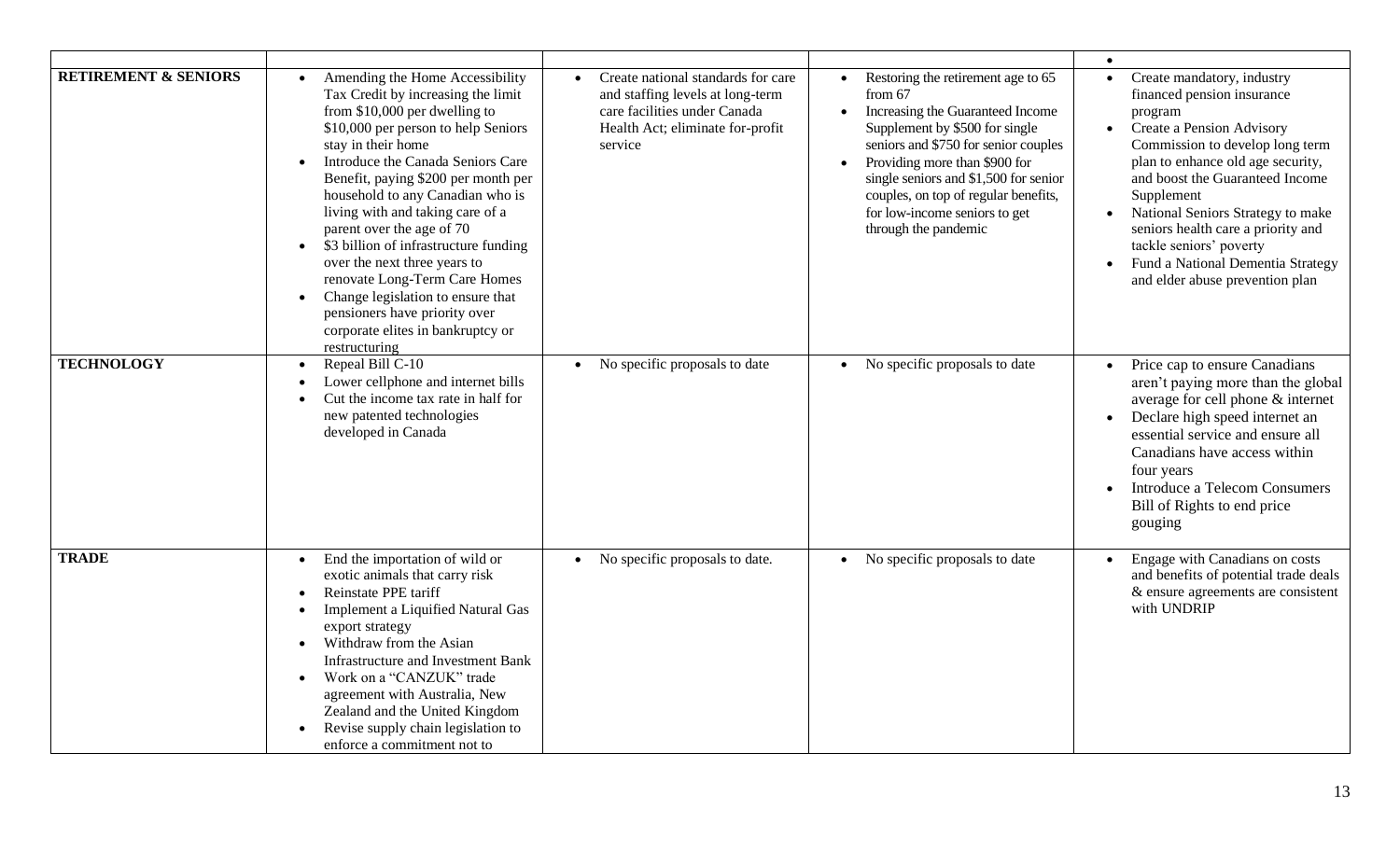| | | | | • |
|---|---|---|---|---|
| **RETIREMENT & SENIORS** | • Amending the Home Accessibility Tax Credit by increasing the limit from $10,000 per dwelling to $10,000 per person to help Seniors stay in their home<br>• Introduce the Canada Seniors Care Benefit, paying $200 per month per household to any Canadian who is living with and taking care of a parent over the age of 70<br>• $3 billion of infrastructure funding over the next three years to renovate Long-Term Care Homes<br>• Change legislation to ensure that pensioners have priority over corporate elites in bankruptcy or restructuring | • Create national standards for care and staffing levels at long-term care facilities under Canada Health Act; eliminate for-profit service | • Restoring the retirement age to 65 from 67<br>• Increasing the Guaranteed Income Supplement by $500 for single seniors and $750 for senior couples<br>• Providing more than $900 for single seniors and $1,500 for senior couples, on top of regular benefits, for low-income seniors to get through the pandemic | • Create mandatory, industry financed pension insurance program<br>• Create a Pension Advisory Commission to develop long term plan to enhance old age security, and boost the Guaranteed Income Supplement<br>• National Seniors Strategy to make seniors health care a priority and tackle seniors' poverty<br>• Fund a National Dementia Strategy and elder abuse prevention plan |
| **TECHNOLOGY** | • Repeal Bill C-10<br>• Lower cellphone and internet bills<br>• Cut the income tax rate in half for new patented technologies developed in Canada | • No specific proposals to date | • No specific proposals to date | • Price cap to ensure Canadians aren't paying more than the global average for cell phone & internet<br>• Declare high speed internet an essential service and ensure all Canadians have access within four years<br>• Introduce a Telecom Consumers Bill of Rights to end price gouging |
| **TRADE** | • End the importation of wild or exotic animals that carry risk<br>• Reinstate PPE tariff<br>• Implement a Liquified Natural Gas export strategy<br>• Withdraw from the Asian Infrastructure and Investment Bank<br>• Work on a "CANZUK" trade agreement with Australia, New Zealand and the United Kingdom<br>• Revise supply chain legislation to enforce a commitment not to | • No specific proposals to date. | • No specific proposals to date | • Engage with Canadians on costs and benefits of potential trade deals & ensure agreements are consistent with UNDRIP |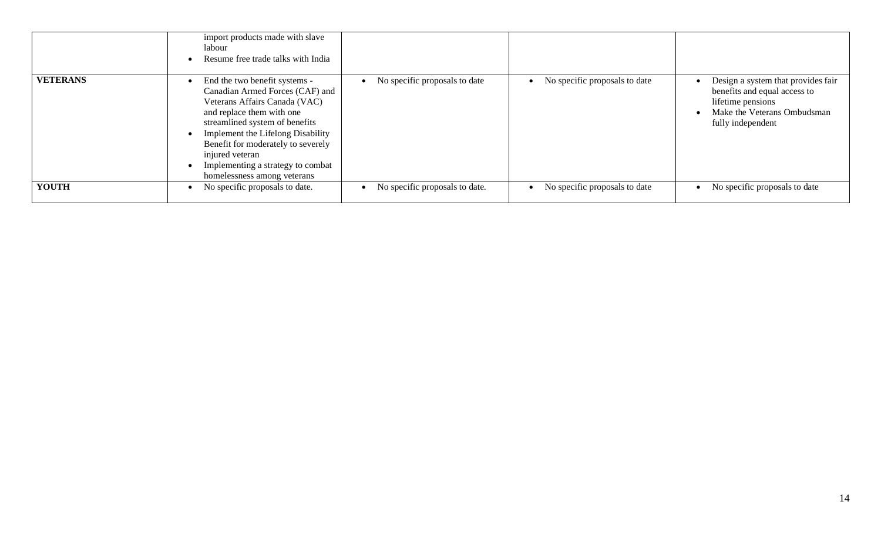| | | | | |
|---|---|---|---|---|
| | import products made with slave labour<br>• Resume free trade talks with India | | | |
| **VETERANS** | • End the two benefit systems - Canadian Armed Forces (CAF) and Veterans Affairs Canada (VAC) and replace them with one streamlined system of benefits<br>• Implement the Lifelong Disability Benefit for moderately to severely injured veteran<br>• Implementing a strategy to combat homelessness among veterans | • No specific proposals to date | • No specific proposals to date | • Design a system that provides fair benefits and equal access to lifetime pensions<br>• Make the Veterans Ombudsman fully independent |
| **YOUTH** | • No specific proposals to date. | • No specific proposals to date. | • No specific proposals to date | • No specific proposals to date |